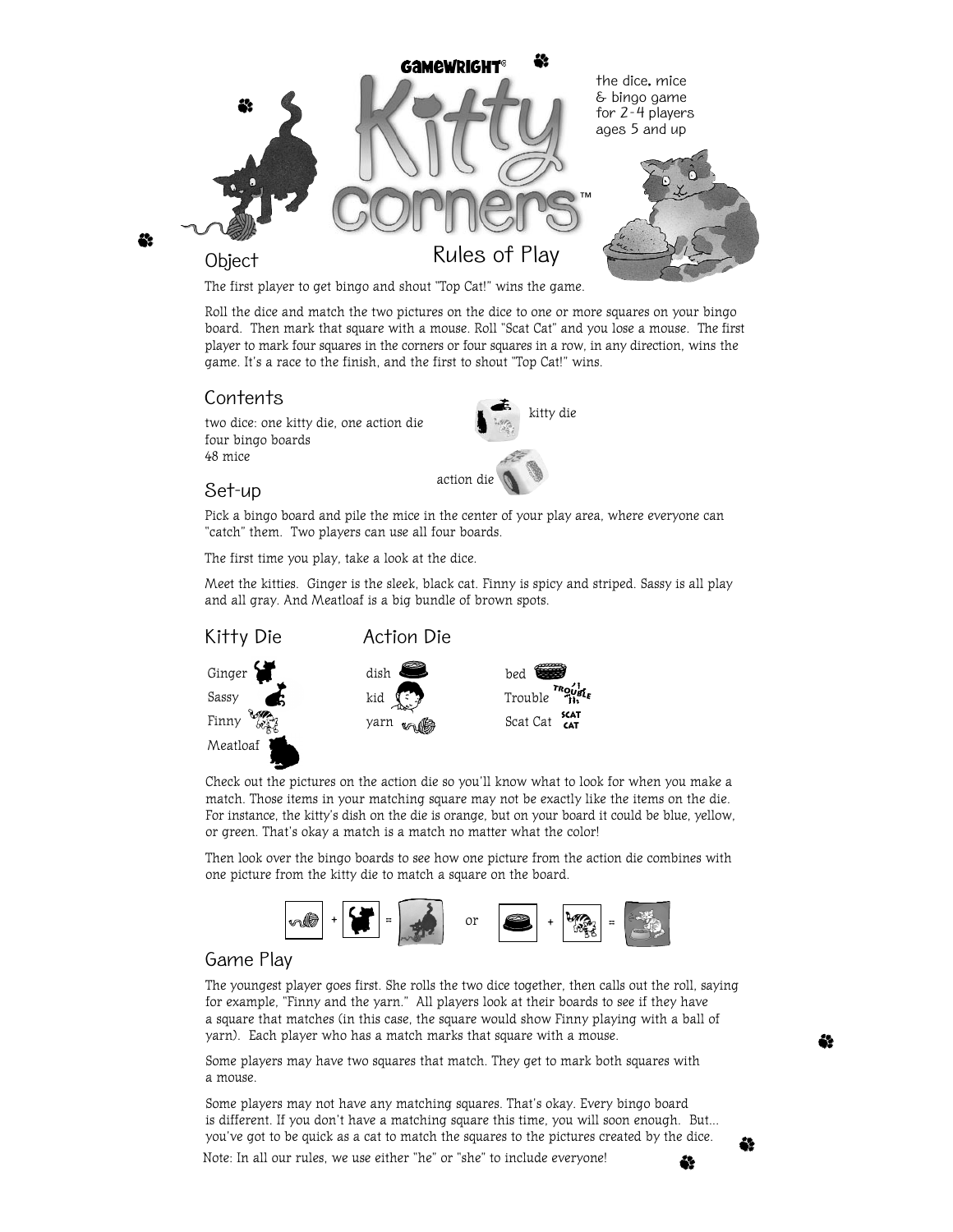GAMEWRIGHT®

# Kitty corners™

the dice, mice & bingo game for 2-4 players ages 5 and up

## Rules of Play

### Object

The first player to get bingo and shout "Top Cat!" wins the game.

Roll the dice and match the two pictures on the dice to one or more squares on your bingo board. Then mark that square with a mouse. Roll "Scat Cat" and you lose a mouse. The first player to mark four squares in the corners or four squares in a row, in any direction, wins the game. It's a race to the finish, and the first to shout "Top Cat!" wins.

### Contents

two dice: one kitty die, one action die
four bingo boards
48 mice

kitty die

action die

### Set-up

Pick a bingo board and pile the mice in the center of your play area, where everyone can "catch" them. Two players can use all four boards.

The first time you play, take a look at the dice.

Meet the kitties. Ginger is the sleek, black cat. Finny is spicy and striped. Sassy is all play and all gray. And Meatloaf is a big bundle of brown spots.

### Kitty Die

Ginger
Sassy
Finny
Meatloaf

### Action Die

dish
kid
yarn
bed
Trouble
Scat Cat

Check out the pictures on the action die so you'll know what to look for when you make a match. Those items in your matching square may not be exactly like the items on the die. For instance, the kitty's dish on the die is orange, but on your board it could be blue, yellow, or green. That's okay a match is a match no matter what the color!

Then look over the bingo boards to see how one picture from the action die combines with one picture from the kitty die to match a square on the board.

+ = or + =

### Game Play

The youngest player goes first. She rolls the two dice together, then calls out the roll, saying for example, "Finny and the yarn." All players look at their boards to see if they have a square that matches (in this case, the square would show Finny playing with a ball of yarn). Each player who has a match marks that square with a mouse.

Some players may have two squares that match. They get to mark both squares with a mouse.

Some players may not have any matching squares. That's okay. Every bingo board is different. If you don't have a matching square this time, you will soon enough. But... you've got to be quick as a cat to match the squares to the pictures created by the dice.

Note: In all our rules, we use either "he" or "she" to include everyone!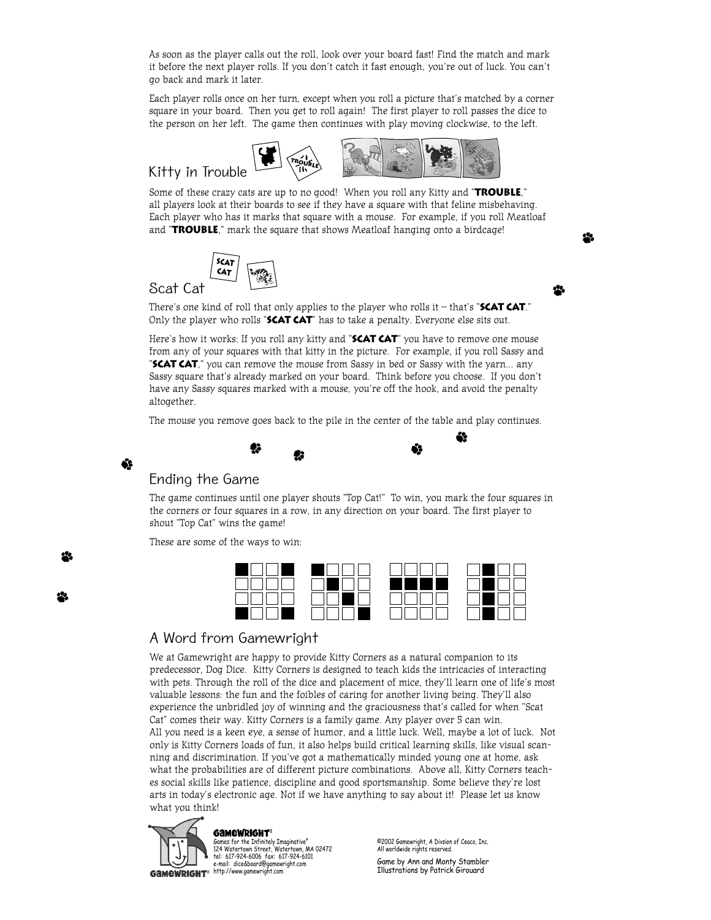As soon as the player calls out the roll, look over your board fast! Find the match and mark it before the next player rolls. If you don't catch it fast enough, you're out of luck. You can't go back and mark it later.

Each player rolls once on her turn, except when you roll a picture that's matched by a corner square in your board. Then you get to roll again! The first player to roll passes the dice to the person on her left. The game then continues with play moving clockwise, to the left.

## Kitty in Trouble

Some of these crazy cats are up to no good! When you roll any Kitty and "**TROUBLE**," all players look at their boards to see if they have a square with that feline misbehaving. Each player who has it marks that square with a mouse. For example, if you roll Meatloaf and "**TROUBLE**," mark the square that shows Meatloaf hanging onto a birdcage!

## Scat Cat

There's one kind of roll that only applies to the player who rolls it – that's "**SCAT CAT**." Only the player who rolls "**SCAT CAT**" has to take a penalty. Everyone else sits out.

Here's how it works: If you roll any kitty and "**SCAT CAT**" you have to remove one mouse from any of your squares with that kitty in the picture. For example, if you roll Sassy and "**SCAT CAT**," you can remove the mouse from Sassy in bed or Sassy with the yarn... any Sassy square that's already marked on your board. Think before you choose. If you don't have any Sassy squares marked with a mouse, you're off the hook, and avoid the penalty altogether.

The mouse you remove goes back to the pile in the center of the table and play continues.

## Ending the Game

The game continues until one player shouts "Top Cat!" To win, you mark the four squares in the corners or four squares in a row, in any direction on your board. The first player to shout "Top Cat" wins the game!

These are some of the ways to win:

## A Word from Gamewright

We at Gamewright are happy to provide Kitty Corners as a natural companion to its predecessor, Dog Dice. Kitty Corners is designed to teach kids the intricacies of interacting with pets. Through the roll of the dice and placement of mice, they'll learn one of life's most valuable lessons: the fun and the foibles of caring for another living being. They'll also experience the unbridled joy of winning and the graciousness that's called for when "Scat Cat" comes their way. Kitty Corners is a family game. Any player over 5 can win.
All you need is a keen eye, a sense of humor, and a little luck. Well, maybe a lot of luck. Not only is Kitty Corners loads of fun, it also helps build critical learning skills, like visual scanning and discrimination. If you've got a mathematically minded young one at home, ask what the probabilities are of different picture combinations. Above all, Kitty Corners teaches social skills like patience, discipline and good sportsmanship. Some believe they're lost arts in today's electronic age. Not if we have anything to say about it! Please let us know what you think!

**GAMEWRIGHT®**
Games for the Infinitely Imaginative®
124 Watertown Street, Watertown, MA 02472
tel: 617-924-6006 fax: 617-924-6101
e-mail: dice&board@gamewright.com
http://www.gamewright.com

©2002 Gamewright, A Divsion of Ceaco, Inc.
All worldwide rights reserved.

Game by Ann and Monty Stambler
Illustrations by Patrick Girouard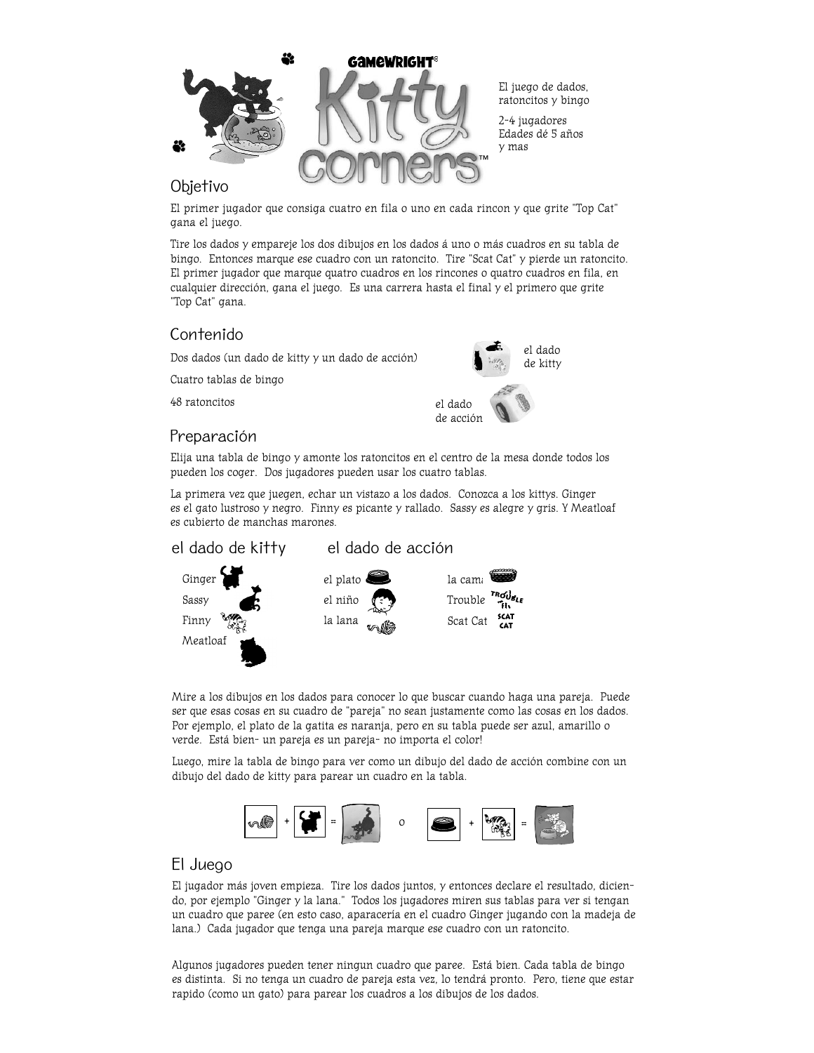GAMEWRIGHT®

# Kitty corners™

El juego de dados, ratoncitos y bingo

2-4 jugadores
Edades dé 5 años y mas

## Objetivo

El primer jugador que consiga cuatro en fila o uno en cada rincon y que grite "Top Cat" gana el juego.

Tire los dados y empareje los dos dibujos en los dados á uno o más cuadros en su tabla de bingo. Entonces marque ese cuadro con un ratoncito. Tire "Scat Cat" y pierde un ratoncito. El primer jugador que marque quatro cuadros en los rincones o quatro cuadros en fila, en cualquier dirección, gana el juego. Es una carrera hasta el final y el primero que grite "Top Cat" gana.

## Contenido

Dos dados (un dado de kitty y un dado de acción)

Cuatro tablas de bingo

48 ratoncitos

el dado de kitty

el dado de acción

## Preparación

Elija una tabla de bingo y amonte los ratoncitos en el centro de la mesa donde todos los pueden los coger. Dos jugadores pueden usar los cuatro tablas.

La primera vez que juegen, echar un vistazo a los dados. Conozca a los kittys. Ginger es el gato lustroso y negro. Finny es picante y rallado. Sassy es alegre y gris. Y Meatloaf es cubierto de manchas marones.

| el dado de kitty | el dado de acción | |
|---|---|---|
| Ginger | el plato | la cama |
| Sassy | el niño | Trouble |
| Finny | la lana | Scat Cat |
| Meatloaf | | |

Mire a los dibujos en los dados para conocer lo que buscar cuando haga una pareja. Puede ser que esas cosas en su cuadro de "pareja" no sean justamente como las cosas en los dados. Por ejemplo, el plato de la gatita es naranja, pero en su tabla puede ser azul, amarillo o verde. Está bien- un pareja es un pareja- no importa el color!

Luego, mire la tabla de bingo para ver como un dibujo del dado de acción combine con un dibujo del dado de kitty para parear un cuadro en la tabla.

+ = o + =

## El Juego

El jugador más joven empieza. Tire los dados juntos, y entonces declare el resultado, diciendo, por ejemplo "Ginger y la lana." Todos los jugadores miren sus tablas para ver si tengan un cuadro que paree (en esto caso, aparaceria en el cuadro Ginger jugando con la madeja de lana.) Cada jugador que tenga una pareja marque ese cuadro con un ratoncito.

Algunos jugadores pueden tener ningun cuadro que paree. Está bien. Cada tabla de bingo es distinta. Si no tenga un cuadro de pareja esta vez, lo tendrá pronto. Pero, tiene que estar rapido (como un gato) para parear los cuadros a los dibujos de los dados.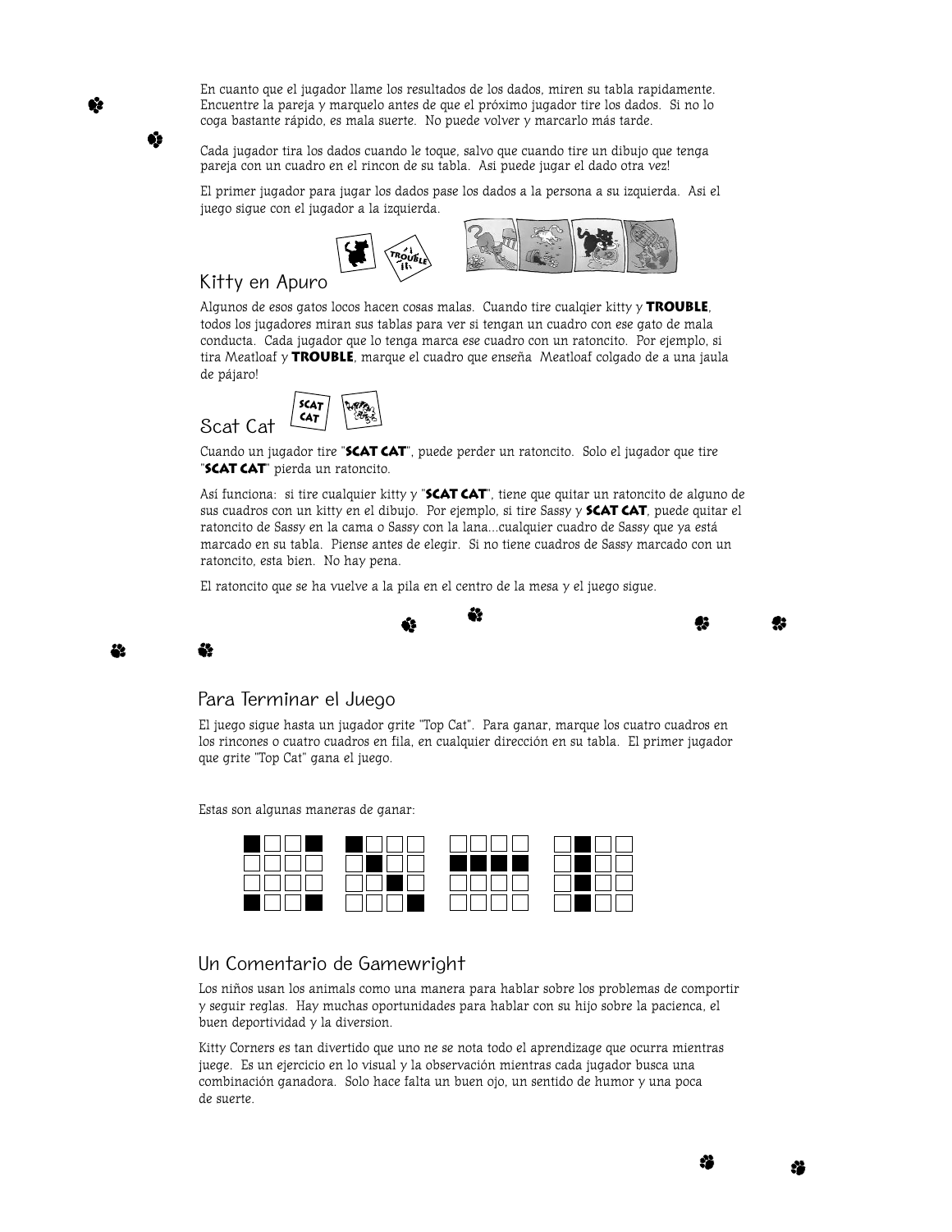En cuanto que el jugador llame los resultados de los dados, miren su tabla rapidamente. Encuentre la pareja y marquelo antes de que el próximo jugador tire los dados. Si no lo coga bastante rápido, es mala suerte. No puede volver y marcarlo más tarde.

Cada jugador tira los dados cuando le toque, salvo que cuando tire un dibujo que tenga pareja con un cuadro en el rincon de su tabla. Asi puede jugar el dado otra vez!

El primer jugador para jugar los dados pase los dados a la persona a su izquierda. Asi el juego sigue con el jugador a la izquierda.

## Kitty en Apuro

Algunos de esos gatos locos hacen cosas malas. Cuando tire cualqier kitty y **TROUBLE**, todos los jugadores miran sus tablas para ver si tengan un cuadro con ese gato de mala conducta. Cada jugador que lo tenga marca ese cuadro con un ratoncito. Por ejemplo, si tira Meatloaf y **TROUBLE**, marque el cuadro que enseña Meatloaf colgado de a una jaula de pájaro!

## Scat Cat

Cuando un jugador tire "**SCAT CAT**", puede perder un ratoncito. Solo el jugador que tire "**SCAT CAT**" pierda un ratoncito.

Así funciona: si tire cualquier kitty y "**SCAT CAT**", tiene que quitar un ratoncito de alguno de sus cuadros con un kitty en el dibujo. Por ejemplo, si tire Sassy y **SCAT CAT**, puede quitar el ratoncito de Sassy en la cama o Sassy con la lana...cualquier cuadro de Sassy que ya está marcado en su tabla. Piense antes de elegir. Si no tiene cuadros de Sassy marcado con un ratoncito, esta bien. No hay pena.

El ratoncito que se ha vuelve a la pila en el centro de la mesa y el juego sigue.

## Para Terminar el Juego

El juego sigue hasta un jugador grite "Top Cat". Para ganar, marque los cuatro cuadros en los rincones o cuatro cuadros en fila, en cualquier dirección en su tabla. El primer jugador que grite "Top Cat" gana el juego.

Estas son algunas maneras de ganar:

| ■ | □ | □ | ■ |
|---|---|---|---|
| □ | □ | □ | □ |
| □ | □ | □ | □ |
| ■ | □ | □ | ■ |

| ■ | □ | □ | □ |
|---|---|---|---|
| □ | ■ | □ | □ |
| □ | □ | ■ | □ |
| □ | □ | □ | ■ |

| □ | □ | □ | □ |
|---|---|---|---|
| ■ | ■ | ■ | ■ |
| □ | □ | □ | □ |
| □ | □ | □ | □ |

| □ | ■ | □ | □ |
|---|---|---|---|
| □ | ■ | □ | □ |
| □ | ■ | □ | □ |
| □ | ■ | □ | □ |

## Un Comentario de Gamewright

Los niños usan los animals como una manera para hablar sobre los problemas de comportir y seguir reglas. Hay muchas oportunidades para hablar con su hijo sobre la paciencia, el buen deportividad y la diversion.

Kitty Corners es tan divertido que uno ne se nota todo el aprendizage que ocurra mientras juege. Es un ejercicio en lo visual y la observación mientras cada jugador busca una combinación ganadora. Solo hace falta un buen ojo, un sentido de humor y una poca de suerte.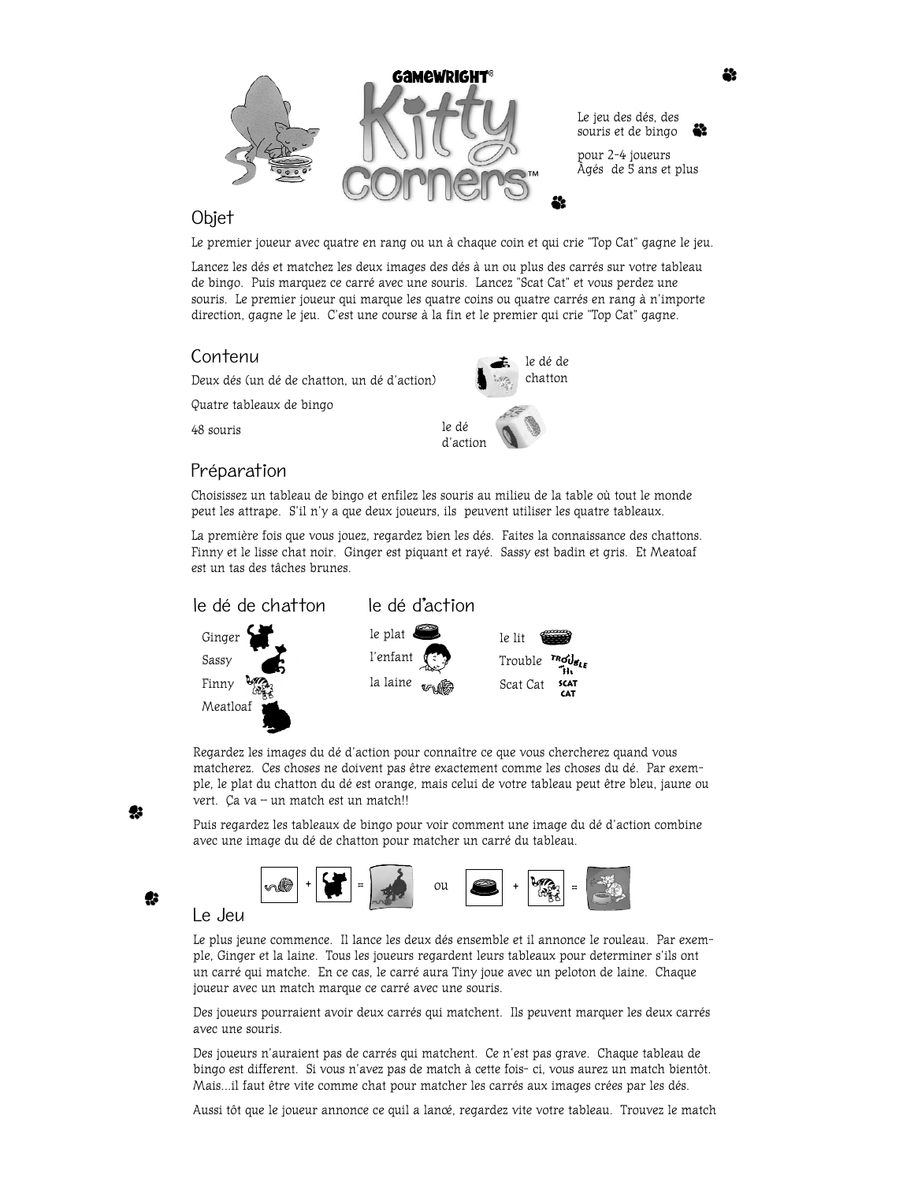Gamewright®

# Kitty corners™

Le jeu des dés, des souris et de bingo

pour 2-4 joueurs
Âgés de 5 ans et plus

## Objet

Le premier joueur avec quatre en rang ou un à chaque coin et qui crie "Top Cat" gagne le jeu.

Lancez les dés et matchez les deux images des dés à un ou plus des carrés sur votre tableau de bingo. Puis marquez ce carré avec une souris. Lancez "Scat Cat" et vous perdez une souris. Le premier joueur qui marque les quatre coins ou quatre carrés en rang à n'importe direction, gagne le jeu. C'est une course à la fin et le premier qui crie "Top Cat" gagne.

## Contenu

Deux dés (un dé de chatton, un dé d'action)

Quatre tableaux de bingo

48 souris

le dé de chatton

le dé d'action

## Préparation

Choisissez un tableau de bingo et enfilez les souris au milieu de la table où tout le monde peut les attrape. S'il n'y a que deux joueurs, ils peuvent utiliser les quatre tableaux.

La première fois que vous jouez, regardez bien les dés. Faites la connaissance des chattons. Finny et le lisse chat noir. Ginger est piquant et rayé. Sassy est badin et gris. Et Meatoaf est un tas des tâches brunes.

### le dé de chatton

- Ginger
- Sassy
- Finny
- Meatloaf

### le dé d'action

- le plat
- l'enfant
- la laine
- le lit
- Trouble
- Scat Cat

Regardez les images du dé d'action pour connaître ce que vous chercherez quand vous matcherez. Ces choses ne doivent pas être exactement comme les choses du dé. Par exemple, le plat du chatton du dé est orange, mais celui de votre tableau peut être bleu, jaune ou vert. Ça va – un match est un match!!

Puis regardez les tableaux de bingo pour voir comment une image du dé d'action combine avec une image du dé de chatton pour matcher un carré du tableau.

+ = ou + =

## Le Jeu

Le plus jeune commence. Il lance les deux dés ensemble et il annonce le rouleau. Par exemple, Ginger et la laine. Tous les joueurs regardent leurs tableaux pour determiner s'ils ont un carré qui matche. En ce cas, le carré aura Tiny joue avec un peloton de laine. Chaque joueur avec un match marque ce carré avec une souris.

Des joueurs pourraient avoir deux carrés qui matchent. Ils peuvent marquer les deux carrés avec une souris.

Des joueurs n'auraient pas de carrés qui matchent. Ce n'est pas grave. Chaque tableau de bingo est different. Si vous n'avez pas de match à cette fois- ci, vous aurez un match bientôt. Mais...il faut être vite comme chat pour matcher les carrés aux images crées par les dés.

Aussi tôt que le joueur annonce ce quil a lancé, regardez vite votre tableau. Trouvez le match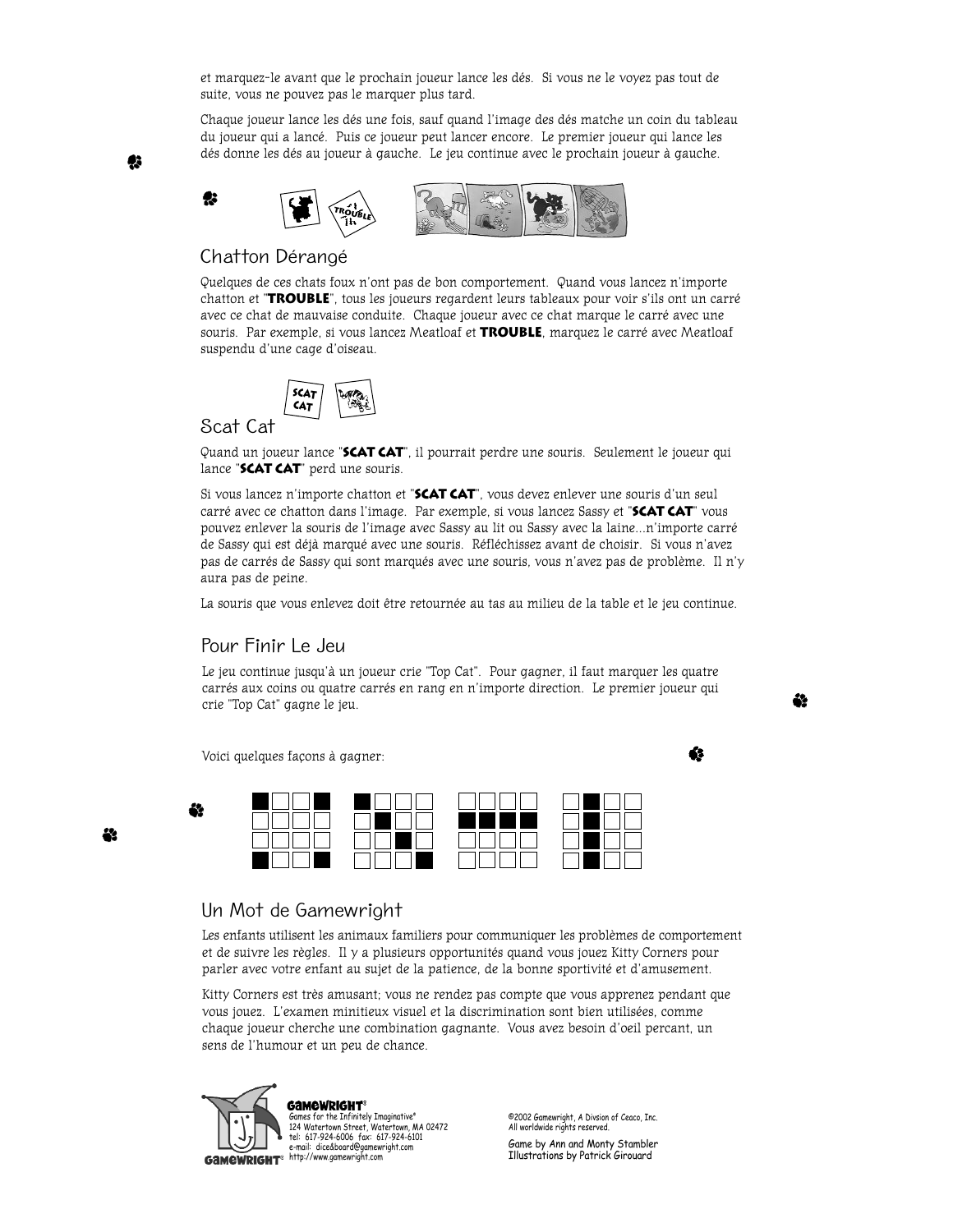et marquez-le avant que le prochain joueur lance les dés. Si vous ne le voyez pas tout de suite, vous ne pouvez pas le marquer plus tard.

Chaque joueur lance les dés une fois, sauf quand l'image des dés matche un coin du tableau du joueur qui a lancé. Puis ce joueur peut lancer encore. Le premier joueur qui lance les dés donne les dés au joueur à gauche. Le jeu continue avec le prochain joueur à gauche.

## Chatton Dérangé

Quelques de ces chats foux n'ont pas de bon comportement. Quand vous lancez n'importe chatton et "**TROUBLE**", tous les joueurs regardent leurs tableaux pour voir s'ils ont un carré avec ce chat de mauvaise conduite. Chaque joueur avec ce chat marque le carré avec une souris. Par exemple, si vous lancez Meatloaf et **TROUBLE**, marquez le carré avec Meatloaf suspendu d'une cage d'oiseau.

## Scat Cat

Quand un joueur lance "**SCAT CAT**", il pourrait perdre une souris. Seulement le joueur qui lance "**SCAT CAT**" perd une souris.

Si vous lancez n'importe chatton et "**SCAT CAT**", vous devez enlever une souris d'un seul carré avec ce chatton dans l'image. Par exemple, si vous lancez Sassy et "**SCAT CAT**" vous pouvez enlever la souris de l'image avec Sassy au lit ou Sassy avec la laine...n'importe carré de Sassy qui est déjà marqué avec une souris. Réfléchissez avant de choisir. Si vous n'avez pas de carrés de Sassy qui sont marqués avec une souris, vous n'avez pas de problème. Il n'y aura pas de peine.

La souris que vous enlevez doit être retournée au tas au milieu de la table et le jeu continue.

## Pour Finir Le Jeu

Le jeu continue jusqu'à un joueur crie "Top Cat". Pour gagner, il faut marquer les quatre carrés aux coins ou quatre carrés en rang en n'importe direction. Le premier joueur qui crie "Top Cat" gagne le jeu.

Voici quelques façons à gagner:

## Un Mot de Gamewright

Les enfants utilisent les animaux familiers pour communiquer les problèmes de comportement et de suivre les règles. Il y a plusieurs opportunités quand vous jouez Kitty Corners pour parler avec votre enfant au sujet de la patience, de la bonne sportivité et d'amusement.

Kitty Corners est très amusant; vous ne rendez pas compte que vous apprenez pendant que vous jouez. L'examen minitieux visuel et la discrimination sont bien utilisées, comme chaque joueur cherche une combination gagnante. Vous avez besoin d'oeil percant, un sens de l'humour et un peu de chance.

GAMEWRIGHT®
Games for the Infinitely Imaginative®
124 Watertown Street, Watertown, MA 02472
tel: 617-924-6006 fax: 617-924-6101
e-mail: dice&board@gamewright.com
http://www.gamewright.com

©2002 Gamewright, A Divsion of Ceaco, Inc.
All worldwide rights reserved.

Game by Ann and Monty Stambler
Illustrations by Patrick Girouard